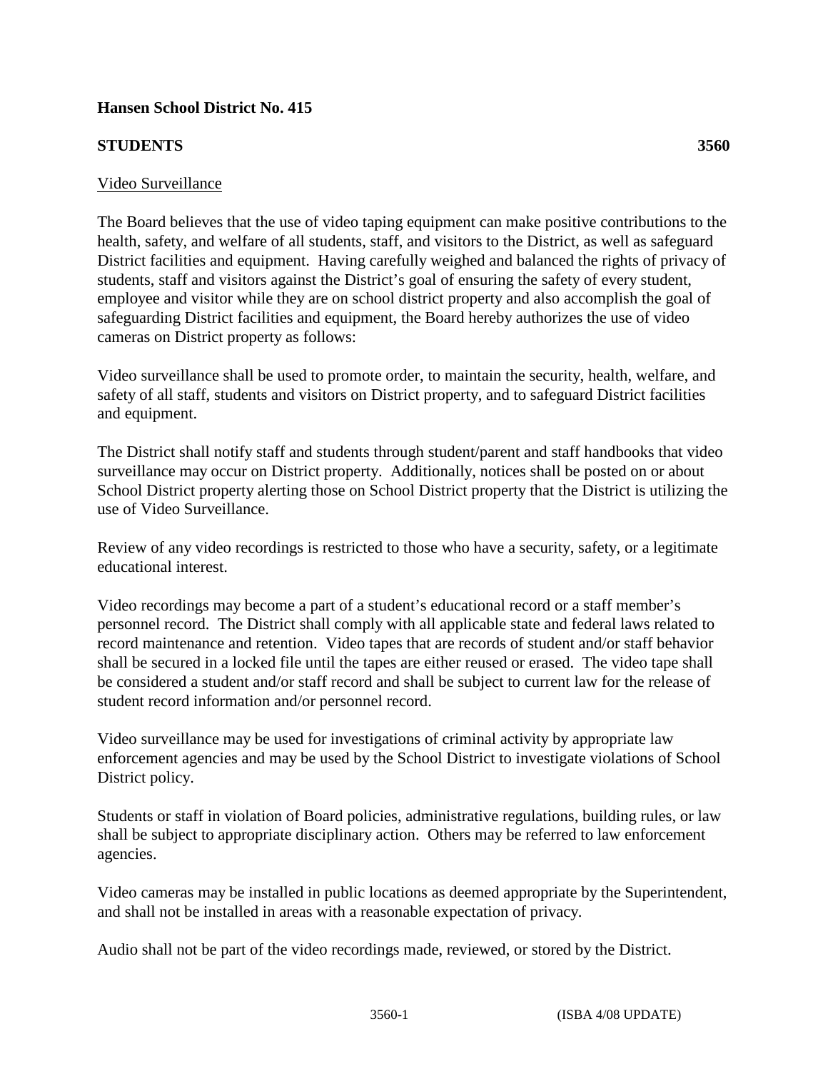**Hansen School District No. 415**

**STUDENTS 3560**

Video Surveillance

The Board believes that the use of video taping equipment can make positive contributions to the health, safety, and welfare of all students, staff, and visitors to the District, as well as safeguard District facilities and equipment. Having carefully weighed and balanced the rights of privacy of students, staff and visitors against the District's goal of ensuring the safety of every student, employee and visitor while they are on school district property and also accomplish the goal of safeguarding District facilities and equipment, the Board hereby authorizes the use of video cameras on District property as follows:

Video surveillance shall be used to promote order, to maintain the security, health, welfare, and safety of all staff, students and visitors on District property, and to safeguard District facilities and equipment.

The District shall notify staff and students through student/parent and staff handbooks that video surveillance may occur on District property. Additionally, notices shall be posted on or about School District property alerting those on School District property that the District is utilizing the use of Video Surveillance.

Review of any video recordings is restricted to those who have a security, safety, or a legitimate educational interest.

Video recordings may become a part of a student's educational record or a staff member's personnel record. The District shall comply with all applicable state and federal laws related to record maintenance and retention. Video tapes that are records of student and/or staff behavior shall be secured in a locked file until the tapes are either reused or erased. The video tape shall be considered a student and/or staff record and shall be subject to current law for the release of student record information and/or personnel record.

Video surveillance may be used for investigations of criminal activity by appropriate law enforcement agencies and may be used by the School District to investigate violations of School District policy.

Students or staff in violation of Board policies, administrative regulations, building rules, or law shall be subject to appropriate disciplinary action. Others may be referred to law enforcement agencies.

Video cameras may be installed in public locations as deemed appropriate by the Superintendent, and shall not be installed in areas with a reasonable expectation of privacy.

Audio shall not be part of the video recordings made, reviewed, or stored by the District.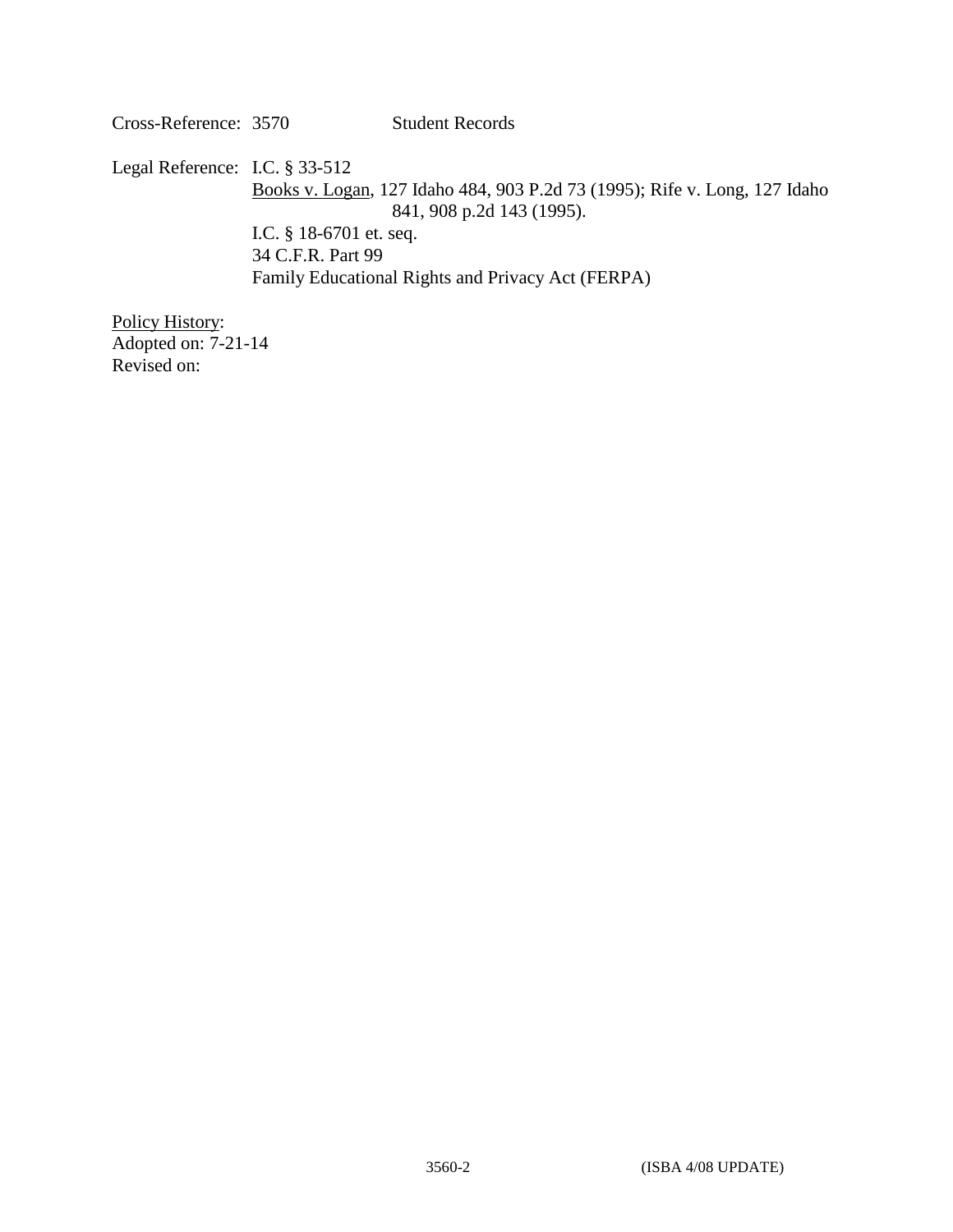Cross-Reference: 3570 Student Records

Legal Reference: I.C. § 33-512
Books v. Logan, 127 Idaho 484, 903 P.2d 73 (1995); Rife v. Long, 127 Idaho 841, 908 p.2d 143 (1995).
I.C. § 18-6701 et. seq.
34 C.F.R. Part 99
Family Educational Rights and Privacy Act (FERPA)

Policy History:
Adopted on: 7-21-14
Revised on: